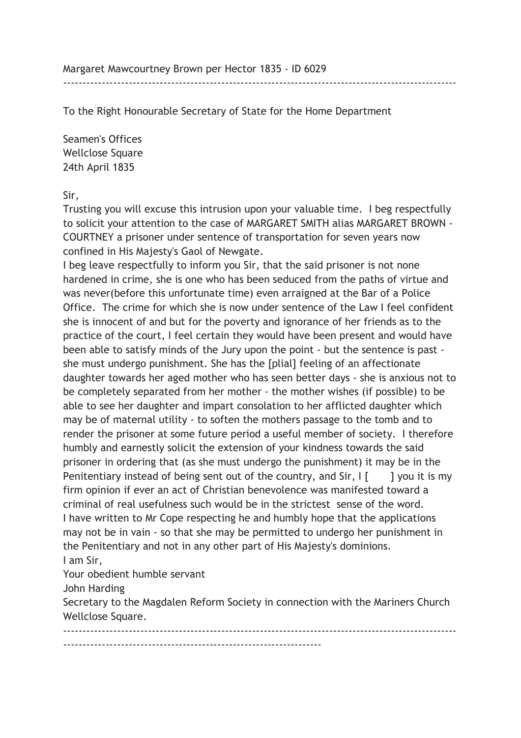Margaret Mawcourtney Brown per Hector 1835 - ID 6029

---

To the Right Honourable Secretary of State for the Home Department

Seamen's Offices
Wellclose Square
24th April 1835

Sir,

Trusting you will excuse this intrusion upon your valuable time. I beg respectfully to solicit your attention to the case of MARGARET SMITH alias MARGARET BROWN - COURTNEY a prisoner under sentence of transportation for seven years now confined in His Majesty's Gaol of Newgate.

I beg leave respectfully to inform you Sir, that the said prisoner is not none hardened in crime, she is one who has been seduced from the paths of virtue and was never(before this unfortunate time) even arraigned at the Bar of a Police Office. The crime for which she is now under sentence of the Law I feel confident she is innocent of and but for the poverty and ignorance of her friends as to the practice of the court, I feel certain they would have been present and would have been able to satisfy minds of the Jury upon the point - but the sentence is past - she must undergo punishment. She has the [plial] feeling of an affectionate daughter towards her aged mother who has seen better days - she is anxious not to be completely separated from her mother - the mother wishes (if possible) to be able to see her daughter and impart consolation to her afflicted daughter which may be of maternal utility - to soften the mothers passage to the tomb and to render the prisoner at some future period a useful member of society. I therefore humbly and earnestly solicit the extension of your kindness towards the said prisoner in ordering that (as she must undergo the punishment) it may be in the Penitentiary instead of being sent out of the country, and Sir, I [ ] you it is my firm opinion if ever an act of Christian benevolence was manifested toward a criminal of real usefulness such would be in the strictest sense of the word.

I have written to Mr Cope respecting he and humbly hope that the applications may not be in vain - so that she may be permitted to undergo her punishment in the Penitentiary and not in any other part of His Majesty's dominions.

I am Sir,

Your obedient humble servant

John Harding

Secretary to the Magdalen Reform Society in connection with the Mariners Church Wellclose Square.

---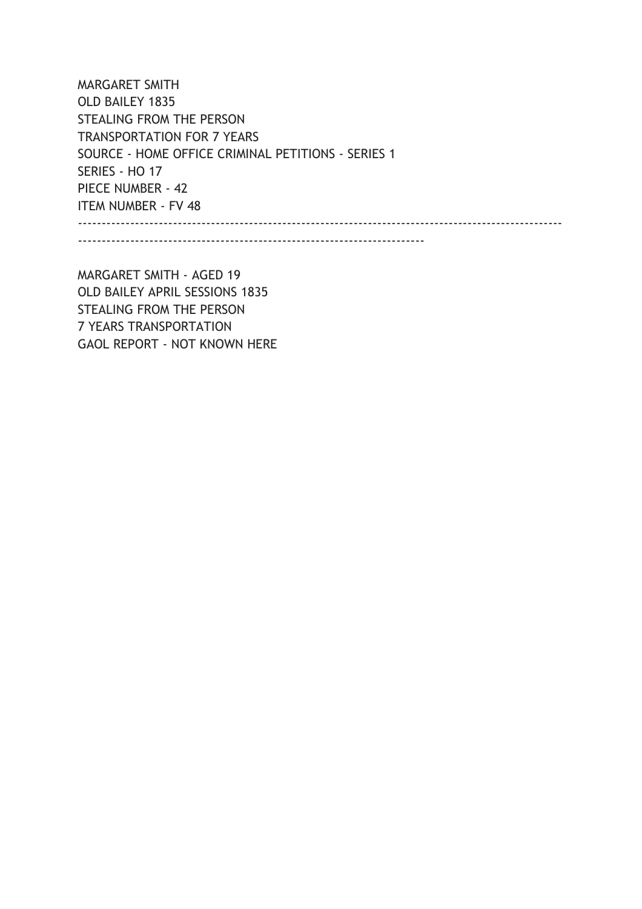MARGARET SMITH
OLD BAILEY 1835
STEALING FROM THE PERSON
TRANSPORTATION FOR 7 YEARS
SOURCE - HOME OFFICE CRIMINAL PETITIONS - SERIES 1
SERIES - HO 17
PIECE NUMBER - 42
ITEM NUMBER - FV 48

---

MARGARET SMITH - AGED 19
OLD BAILEY APRIL SESSIONS 1835
STEALING FROM THE PERSON
7 YEARS TRANSPORTATION
GAOL REPORT - NOT KNOWN HERE